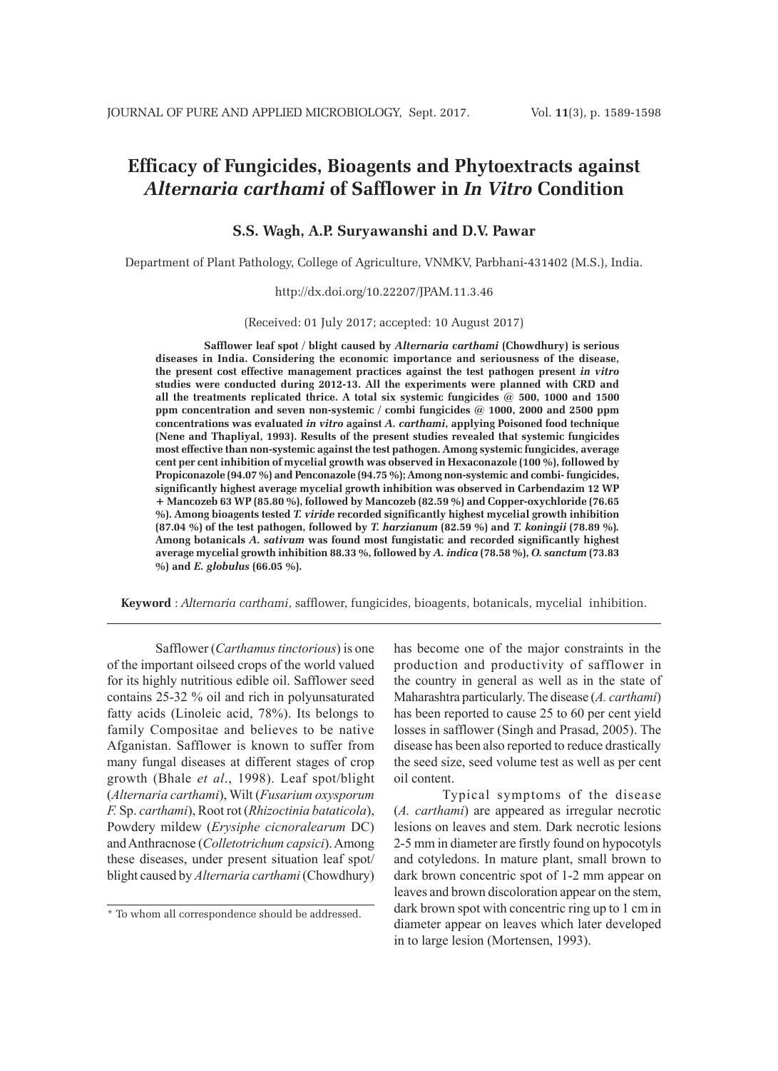# Efficacy of Fungicides, Bioagents and Phytoextracts against *Alternaria carthami* of Safflower in *In Vitro* Condition

**S.S. Wagh, A.P. Suryawanshi and D.V. Pawar**

Department of Plant Pathology, College of Agriculture, VNMKV, Parbhani-431402 (M.S.), India.

http://dx.doi.org/10.22207/JPAM.11.3.46

(Received: 01 July 2017; accepted: 10 August 2017)

**Safflower leaf spot / blight caused by *Alternaria carthami* (Chowdhury) is serious diseases in India. Considering the economic importance and seriousness of the disease, the present cost effective management practices against the test pathogen present *in vitro* studies were conducted during 2012-13. All the experiments were planned with CRD and all the treatments replicated thrice. A total six systemic fungicides @ 500, 1000 and 1500 ppm concentration and seven non-systemic / combi fungicides @ 1000, 2000 and 2500 ppm concentrations was evaluated *in vitro* against *A. carthami*, applying Poisoned food technique (Nene and Thapliyal, 1993). Results of the present studies revealed that systemic fungicides most effective than non-systemic against the test pathogen. Among systemic fungicides, average cent per cent inhibition of mycelial growth was observed in Hexaconazole (100 %), followed by Propiconazole (94.07 %) and Penconazole (94.75 %); Among non-systemic and combi- fungicides, significantly highest average mycelial growth inhibition was observed in Carbendazim 12 WP + Mancozeb 63 WP (85.80 %), followed by Mancozeb (82.59 %) and Copper-oxychloride (76.65 %). Among bioagents tested *T. viride* recorded significantly highest mycelial growth inhibition (87.04 %) of the test pathogen, followed by *T. harzianum* (82.59 %) and *T. koningii* (78.89 %). Among botanicals *A. sativum* was found most fungistatic and recorded significantly highest average mycelial growth inhibition 88.33 %, followed by *A. indica* (78.58 %), *O. sanctum* (73.83 %) and *E. globulus* (66.05 %).**

**Keyword** : *Alternaria carthami*, safflower, fungicides, bioagents, botanicals, mycelial inhibition.

---

Safflower (*Carthamus tinctorious*) is one of the important oilseed crops of the world valued for its highly nutritious edible oil. Safflower seed contains 25-32 % oil and rich in polyunsaturated fatty acids (Linoleic acid, 78%). Its belongs to family Compositae and believes to be native Afganistan. Safflower is known to suffer from many fungal diseases at different stages of crop growth (Bhale *et al*., 1998). Leaf spot/blight (*Alternaria carthami*), Wilt (*Fusarium oxysporum F.* Sp. *carthami*), Root rot (*Rhizoctinia bataticola*), Powdery mildew (*Erysiphe cicnoralearum* DC) and Anthracnose (*Colletotrichum capsici*). Among these diseases, under present situation leaf spot/ blight caused by *Alternaria carthami* (Chowdhury) has become one of the major constraints in the production and productivity of safflower in the country in general as well as in the state of Maharashtra particularly. The disease (*A. carthami*) has been reported to cause 25 to 60 per cent yield losses in safflower (Singh and Prasad, 2005). The disease has been also reported to reduce drastically the seed size, seed volume test as well as per cent oil content.

Typical symptoms of the disease (*A. carthami*) are appeared as irregular necrotic lesions on leaves and stem. Dark necrotic lesions 2-5 mm in diameter are firstly found on hypocotyls and cotyledons. In mature plant, small brown to dark brown concentric spot of 1-2 mm appear on leaves and brown discoloration appear on the stem, dark brown spot with concentric ring up to 1 cm in diameter appear on leaves which later developed in to large lesion (Mortensen, 1993).

\* To whom all correspondence should be addressed.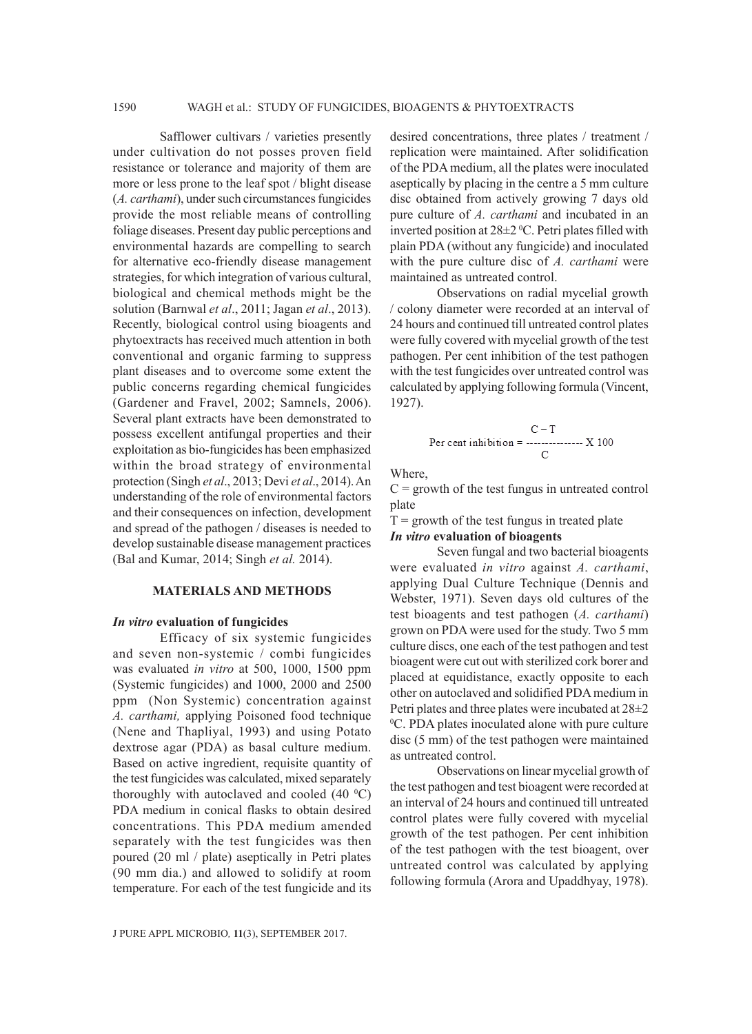Safflower cultivars / varieties presently under cultivation do not posses proven field resistance or tolerance and majority of them are more or less prone to the leaf spot / blight disease (*A. carthami*), under such circumstances fungicides provide the most reliable means of controlling foliage diseases. Present day public perceptions and environmental hazards are compelling to search for alternative eco-friendly disease management strategies, for which integration of various cultural, biological and chemical methods might be the solution (Barnwal *et al*., 2011; Jagan *et al*., 2013). Recently, biological control using bioagents and phytoextracts has received much attention in both conventional and organic farming to suppress plant diseases and to overcome some extent the public concerns regarding chemical fungicides (Gardener and Fravel, 2002; Samnels, 2006). Several plant extracts have been demonstrated to possess excellent antifungal properties and their exploitation as bio-fungicides has been emphasized within the broad strategy of environmental protection (Singh *et al*., 2013; Devi *et al*., 2014). An understanding of the role of environmental factors and their consequences on infection, development and spread of the pathogen / diseases is needed to develop sustainable disease management practices (Bal and Kumar, 2014; Singh *et al.* 2014).

## MATERIALS AND METHODS

### *In vitro* evaluation of fungicides

Efficacy of six systemic fungicides and seven non-systemic / combi fungicides was evaluated *in vitro* at 500, 1000, 1500 ppm (Systemic fungicides) and 1000, 2000 and 2500 ppm (Non Systemic) concentration against *A. carthami,* applying Poisoned food technique (Nene and Thapliyal, 1993) and using Potato dextrose agar (PDA) as basal culture medium. Based on active ingredient, requisite quantity of the test fungicides was calculated, mixed separately thoroughly with autoclaved and cooled (40 $^0$C) PDA medium in conical flasks to obtain desired concentrations. This PDA medium amended separately with the test fungicides was then poured (20 ml / plate) aseptically in Petri plates (90 mm dia.) and allowed to solidify at room temperature. For each of the test fungicide and its desired concentrations, three plates / treatment / replication were maintained. After solidification of the PDA medium, all the plates were inoculated aseptically by placing in the centre a 5 mm culture disc obtained from actively growing 7 days old pure culture of *A. carthami* and incubated in an inverted position at 28±2 $^0$C. Petri plates filled with plain PDA (without any fungicide) and inoculated with the pure culture disc of *A. carthami* were maintained as untreated control.

Observations on radial mycelial growth / colony diameter were recorded at an interval of 24 hours and continued till untreated control plates were fully covered with mycelial growth of the test pathogen. Per cent inhibition of the test pathogen with the test fungicides over untreated control was calculated by applying following formula (Vincent, 1927).

$$\text{Per cent inhibition} = \frac{C - T}{C} \times 100$$

Where,

C = growth of the test fungus in untreated control plate

T = growth of the test fungus in treated plate

### *In vitro* evaluation of bioagents

Seven fungal and two bacterial bioagents were evaluated *in vitro* against *A. carthami*, applying Dual Culture Technique (Dennis and Webster, 1971). Seven days old cultures of the test bioagents and test pathogen (*A. carthami*) grown on PDA were used for the study. Two 5 mm culture discs, one each of the test pathogen and test bioagent were cut out with sterilized cork borer and placed at equidistance, exactly opposite to each other on autoclaved and solidified PDA medium in Petri plates and three plates were incubated at 28±2 $^0$C. PDA plates inoculated alone with pure culture disc (5 mm) of the test pathogen were maintained as untreated control.

Observations on linear mycelial growth of the test pathogen and test bioagent were recorded at an interval of 24 hours and continued till untreated control plates were fully covered with mycelial growth of the test pathogen. Per cent inhibition of the test pathogen with the test bioagent, over untreated control was calculated by applying following formula (Arora and Upaddhyay, 1978).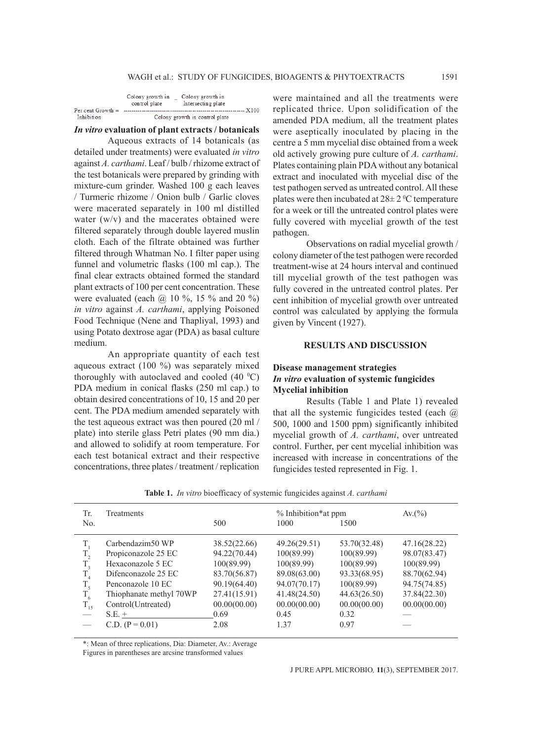$$\text{Per cent Growth Inhibition} = \frac{\text{Colony growth in control plate} - \text{Colony growth in Intersecting plate}}{\text{Colony growth in control plate}} \times 100$$

### *In vitro* evaluation of plant extracts / botanicals

Aqueous extracts of 14 botanicals (as detailed under treatments) were evaluated *in vitro* against *A. carthami*. Leaf / bulb / rhizome extract of the test botanicals were prepared by grinding with mixture-cum grinder. Washed 100 g each leaves / Turmeric rhizome / Onion bulb / Garlic cloves were macerated separately in 100 ml distilled water (w/v) and the macerates obtained were filtered separately through double layered muslin cloth. Each of the filtrate obtained was further filtered through Whatman No. I filter paper using funnel and volumetric flasks (100 ml cap.). The final clear extracts obtained formed the standard plant extracts of 100 per cent concentration. These were evaluated (each @ 10 %, 15 % and 20 %) *in vitro* against *A. carthami*, applying Poisoned Food Technique (Nene and Thapliyal, 1993) and using Potato dextrose agar (PDA) as basal culture medium.

An appropriate quantity of each test aqueous extract (100 %) was separately mixed thoroughly with autoclaved and cooled (40 $^{0}$C) PDA medium in conical flasks (250 ml cap.) to obtain desired concentrations of 10, 15 and 20 per cent. The PDA medium amended separately with the test aqueous extract was then poured (20 ml / plate) into sterile glass Petri plates (90 mm dia.) and allowed to solidify at room temperature. For each test botanical extract and their respective concentrations, three plates / treatment / replication were maintained and all the treatments were replicated thrice. Upon solidification of the amended PDA medium, all the treatment plates were aseptically inoculated by placing in the centre a 5 mm mycelial disc obtained from a week old actively growing pure culture of *A. carthami*. Plates containing plain PDA without any botanical extract and inoculated with mycelial disc of the test pathogen served as untreated control. All these plates were then incubated at 28± 2 $^{0}$C temperature for a week or till the untreated control plates were fully covered with mycelial growth of the test pathogen.

Observations on radial mycelial growth / colony diameter of the test pathogen were recorded treatment-wise at 24 hours interval and continued till mycelial growth of the test pathogen was fully covered in the untreated control plates. Per cent inhibition of mycelial growth over untreated control was calculated by applying the formula given by Vincent (1927).

## RESULTS AND DISCUSSION

### Disease management strategies

### *In vitro* evaluation of systemic fungicides

### Mycelial inhibition

Results (Table 1 and Plate 1) revealed that all the systemic fungicides tested (each @ 500, 1000 and 1500 ppm) significantly inhibited mycelial growth of *A. carthami*, over untreated control. Further, per cent mycelial inhibition was increased with increase in concentrations of the fungicides tested represented in Fig. 1.

**Table 1.** *In vitro* bioefficacy of systemic fungicides against *A. carthami*

| Tr. No. | Treatments | % Inhibition* at ppm | | | Av.(%) |
|---|---|---|---|---|---|
| | | 500 | 1000 | 1500 | |
| $T_1$ | Carbendazim50 WP | 38.52(22.66) | 49.26(29.51) | 53.70(32.48) | 47.16(28.22) |
| $T_2$ | Propiconazole 25 EC | 94.22(70.44) | 100(89.99) | 100(89.99) | 98.07(83.47) |
| $T_3$ | Hexaconazole 5 EC | 100(89.99) | 100(89.99) | 100(89.99) | 100(89.99) |
| $T_4$ | Difenconazole 25 EC | 83.70(56.87) | 89.08(63.00) | 93.33(68.95) | 88.70(62.94) |
| $T_5$ | Penconazole 10 EC | 90.19(64.40) | 94.07(70.17) | 100(89.99) | 94.75(74.85) |
| $T_6$ | Thiophanate methyl 70WP | 27.41(15.91) | 41.48(24.50) | 44.63(26.50) | 37.84(22.30) |
| $T_{15}$ | Control(Untreated) | 00.00(00.00) | 00.00(00.00) | 00.00(00.00) | 00.00(00.00) |
| — | S.E. + | 0.69 | 0.45 | 0.32 | — |
| — | C.D. (P = 0.01) | 2.08 | 1.37 | 0.97 | — |

*: Mean of three replications, Dia: Diameter, Av.: Average
Figures in parentheses are arcsine transformed values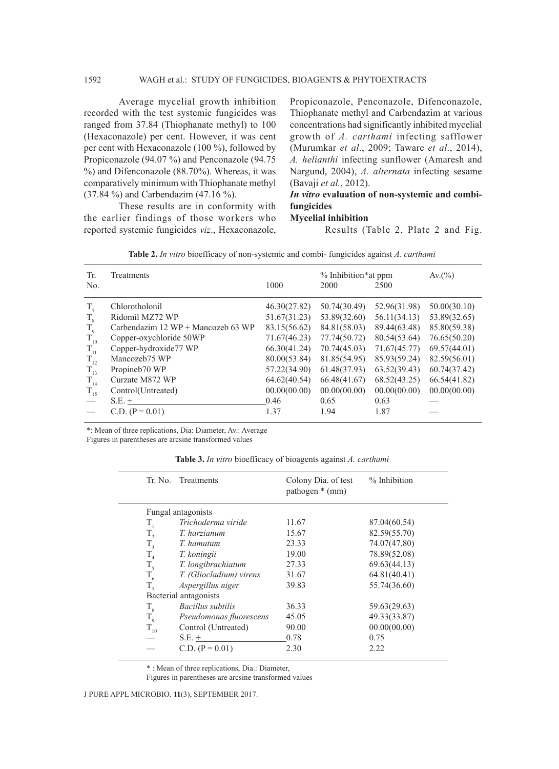Average mycelial growth inhibition recorded with the test systemic fungicides was ranged from 37.84 (Thiophanate methyl) to 100 (Hexaconazole) per cent. However, it was cent per cent with Hexaconazole (100 %), followed by Propiconazole (94.07 %) and Penconazole (94.75 %) and Difenconazole (88.70%). Whereas, it was comparatively minimum with Thiophanate methyl (37.84 %) and Carbendazim (47.16 %).

These results are in conformity with the earlier findings of those workers who reported systemic fungicides *viz*., Hexaconazole, Propiconazole, Penconazole, Difenconazole, Thiophanate methyl and Carbendazim at various concentrations had significantly inhibited mycelial growth of *A. carthami* infecting safflower (Murumkar *et al*., 2009; Taware *et al*., 2014), *A. helianthi* infecting sunflower (Amaresh and Nargund, 2004), *A. alternata* infecting sesame (Bavaji *et al.*, 2012).

### *In vitro* evaluation of non-systemic and combi-fungicides

#### Mycelial inhibition

Results (Table 2, Plate 2 and Fig.

**Table 2.** *In vitro* bioefficacy of non-systemic and combi- fungicides against *A. carthami*

| Tr. No. | Treatments | % Inhibition* at ppm 1000 | 2000 | 2500 | Av.(%) |
|---|---|---|---|---|---|
| $T_7$ | Chlorotholonil | 46.30(27.82) | 50.74(30.49) | 52.96(31.98) | 50.00(30.10) |
| $T_8$ | Ridomil MZ72 WP | 51.67(31.23) | 53.89(32.60) | 56.11(34.13) | 53.89(32.65) |
| $T_9$ | Carbendazim 12 WP + Mancozeb 63 WP | 83.15(56.62) | 84.81(58.03) | 89.44(63.48) | 85.80(59.38) |
| $T_{10}$ | Copper-oxychloride 50WP | 71.67(46.23) | 77.74(50.72) | 80.54(53.64) | 76.65(50.20) |
| $T_{11}$ | Copper-hydroxide77 WP | 66.30(41.24) | 70.74(45.03) | 71.67(45.77) | 69.57(44.01) |
| $T_{12}$ | Mancozeb75 WP | 80.00(53.84) | 81.85(54.95) | 85.93(59.24) | 82.59(56.01) |
| $T_{13}$ | Propineb70 WP | 57.22(34.90) | 61.48(37.93) | 63.52(39.43) | 60.74(37.42) |
| $T_{14}$ | Curzate M872 WP | 64.62(40.54) | 66.48(41.67) | 68.52(43.25) | 66.54(41.82) |
| $T_{15}$ | Control(Untreated) | 00.00(00.00) | 00.00(00.00) | 00.00(00.00) | 00.00(00.00) |
| — | S.E. ± | 0.46 | 0.65 | 0.63 | — |
| — | C.D. (P = 0.01) | 1.37 | 1.94 | 1.87 | — |

*: Mean of three replications, Dia: Diameter, Av.: Average

Figures in parentheses are arcsine transformed values

**Table 3.** *In vitro* bioefficacy of bioagents against *A. carthami*

| Tr. No. | Treatments | Colony Dia. of test pathogen * (mm) | % Inhibition |
|---|---|---|---|
| | Fungal antagonists | | |
| $T_1$ | *Trichoderma viride* | 11.67 | 87.04(60.54) |
| $T_2$ | *T. harzianum* | 15.67 | 82.59(55.70) |
| $T_3$ | *T. hamatum* | 23.33 | 74.07(47.80) |
| $T_4$ | *T. koningii* | 19.00 | 78.89(52.08) |
| $T_5$ | *T. longibrachiatum* | 27.33 | 69.63(44.13) |
| $T_6$ | *T. (Gliocladium) virens* | 31.67 | 64.81(40.41) |
| $T_7$ | *Aspergillus niger* | 39.83 | 55.74(36.60) |
| | Bacterial antagonists | | |
| $T_8$ | *Bacillus subtilis* | 36.33 | 59.63(29.63) |
| $T_9$ | *Pseudomonas fluorescens* | 45.05 | 49.33(33.87) |
| $T_{10}$ | Control (Untreated) | 90.00 | 00.00(00.00) |
| — | S.E. ± | 0.78 | 0.75 |
| — | C.D. (P = 0.01) | 2.30 | 2.22 |

* : Mean of three replications, Dia.: Diameter,

Figures in parentheses are arcsine transformed values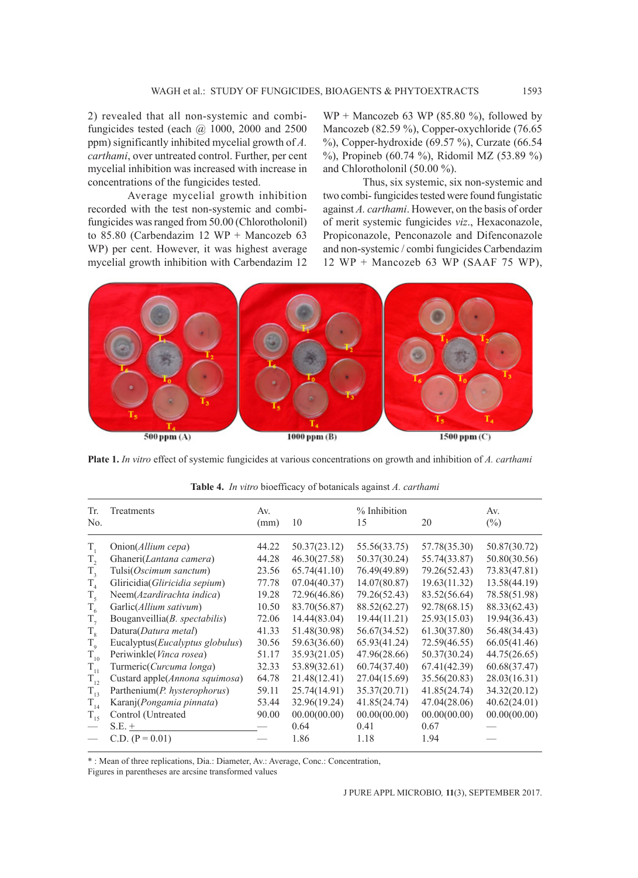2) revealed that all non-systemic and combi-fungicides tested (each @ 1000, 2000 and 2500 ppm) significantly inhibited mycelial growth of *A. carthami*, over untreated control. Further, per cent mycelial inhibition was increased with increase in concentrations of the fungicides tested.

Average mycelial growth inhibition recorded with the test non-systemic and combi-fungicides was ranged from 50.00 (Chlorotholonil) to 85.80 (Carbendazim 12 WP + Mancozeb 63 WP) per cent. However, it was highest average mycelial growth inhibition with Carbendazim 12 WP + Mancozeb 63 WP (85.80 %), followed by Mancozeb (82.59 %), Copper-oxychloride (76.65 %), Copper-hydroxide (69.57 %), Curzate (66.54 %), Propineb (60.74 %), Ridomil MZ (53.89 %) and Chlorotholonil (50.00 %).

Thus, six systemic, six non-systemic and two combi- fungicides tested were found fungistatic against *A. carthami*. However, on the basis of order of merit systemic fungicides *viz*., Hexaconazole, Propiconazole, Penconazole and Difenconazole and non-systemic / combi fungicides Carbendazim 12 WP + Mancozeb 63 WP (SAAF 75 WP),

**Plate 1.** *In vitro* effect of systemic fungicides at various concentrations on growth and inhibition of *A. carthami*

**Table 4.** *In vitro* bioefficacy of botanicals against *A. carthami*

| Tr. No. | Treatments | Av. (mm) | % Inhibition 10 | 15 | 20 | Av. (%) |
|---|---|---|---|---|---|---|
| $T_1$ | Onion(*Allium cepa*) | 44.22 | 50.37(23.12) | 55.56(33.75) | 57.78(35.30) | 50.87(30.72) |
| $T_2$ | Ghaneri(*Lantana camera*) | 44.28 | 46.30(27.58) | 50.37(30.24) | 55.74(33.87) | 50.80(30.56) |
| $T_3$ | Tulsi(*Oscimum sanctum*) | 23.56 | 65.74(41.10) | 76.49(49.89) | 79.26(52.43) | 73.83(47.81) |
| $T_4$ | Gliricidia(*Gliricidia sepium*) | 77.78 | 07.04(40.37) | 14.07(80.87) | 19.63(11.32) | 13.58(44.19) |
| $T_5$ | Neem(*Azardirachta indica*) | 19.28 | 72.96(46.86) | 79.26(52.43) | 83.52(56.64) | 78.58(51.98) |
| $T_6$ | Garlic(*Allium sativum*) | 10.50 | 83.70(56.87) | 88.52(62.27) | 92.78(68.15) | 88.33(62.43) |
| $T_7$ | Bouganveillia(*B. spectabilis*) | 72.06 | 14.44(83.04) | 19.44(11.21) | 25.93(15.03) | 19.94(36.43) |
| $T_8$ | Datura(*Datura metal*) | 41.33 | 51.48(30.98) | 56.67(34.52) | 61.30(37.80) | 56.48(34.43) |
| $T_9$ | Eucalyptus(*Eucalyptus globulus*) | 30.56 | 59.63(36.60) | 65.93(41.24) | 72.59(46.55) | 66.05(41.46) |
| $T_{10}$ | Periwinkle(*Vinca rosea*) | 51.17 | 35.93(21.05) | 47.96(28.66) | 50.37(30.24) | 44.75(26.65) |
| $T_{11}$ | Turmeric(*Curcuma longa*) | 32.33 | 53.89(32.61) | 60.74(37.40) | 67.41(42.39) | 60.68(37.47) |
| $T_{12}$ | Custard apple(*Annona squimosa*) | 64.78 | 21.48(12.41) | 27.04(15.69) | 35.56(20.83) | 28.03(16.31) |
| $T_{13}$ | Parthenium(*P. hysterophorus*) | 59.11 | 25.74(14.91) | 35.37(20.71) | 41.85(24.74) | 34.32(20.12) |
| $T_{14}$ | Karanj(*Pongamia pinnata*) | 53.44 | 32.96(19.24) | 41.85(24.74) | 47.04(28.06) | 40.62(24.01) |
| $T_{15}$ | Control (Untreated | 90.00 | 00.00(00.00) | 00.00(00.00) | 00.00(00.00) | 00.00(00.00) |
| — | S.E. + | — | 0.64 | 0.41 | 0.67 | — |
| — | C.D. (P = 0.01) | — | 1.86 | 1.18 | 1.94 | — |

\* : Mean of three replications, Dia.: Diameter, Av.: Average, Conc.: Concentration,
Figures in parentheses are arcsine transformed values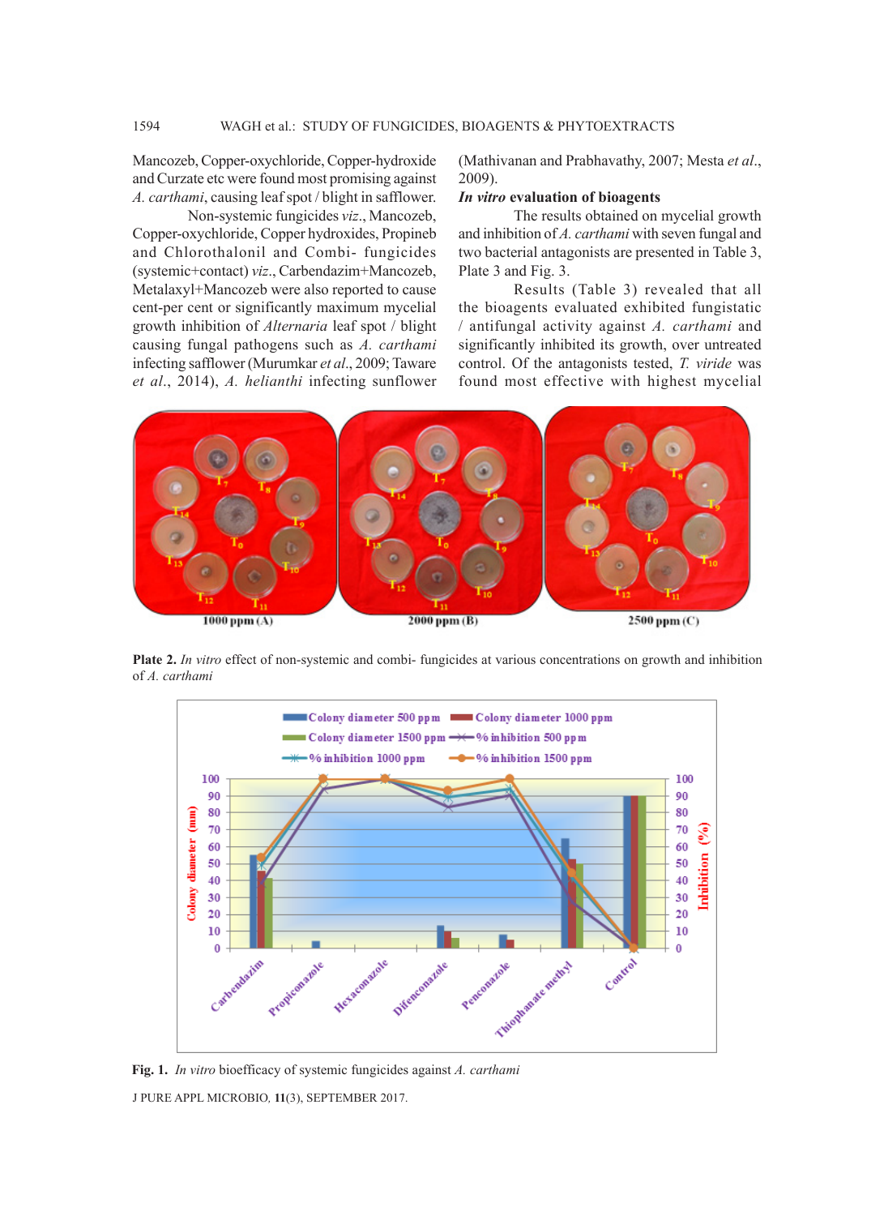Mancozeb, Copper-oxychloride, Copper-hydroxide and Curzate etc were found most promising against *A. carthami*, causing leaf spot / blight in safflower.

Non-systemic fungicides *viz*., Mancozeb, Copper-oxychloride, Copper hydroxides, Propineb and Chlorothalonil and Combi- fungicides (systemic+contact) *viz*., Carbendazim+Mancozeb, Metalaxyl+Mancozeb were also reported to cause cent-per cent or significantly maximum mycelial growth inhibition of *Alternaria* leaf spot / blight causing fungal pathogens such as *A. carthami* infecting safflower (Murumkar *et al*., 2009; Taware *et al*., 2014), *A. helianthi* infecting sunflower (Mathivanan and Prabhavathy, 2007; Mesta *et al*., 2009).

### *In vitro* evaluation of bioagents

The results obtained on mycelial growth and inhibition of *A. carthami* with seven fungal and two bacterial antagonists are presented in Table 3, Plate 3 and Fig. 3.

Results (Table 3) revealed that all the bioagents evaluated exhibited fungistatic / antifungal activity against *A. carthami* and significantly inhibited its growth, over untreated control. Of the antagonists tested, *T. viride* was found most effective with highest mycelial

**Plate 2.** *In vitro* effect of non-systemic and combi- fungicides at various concentrations on growth and inhibition of *A. carthami*

**Fig. 1.** *In vitro* bioefficacy of systemic fungicides against *A. carthami*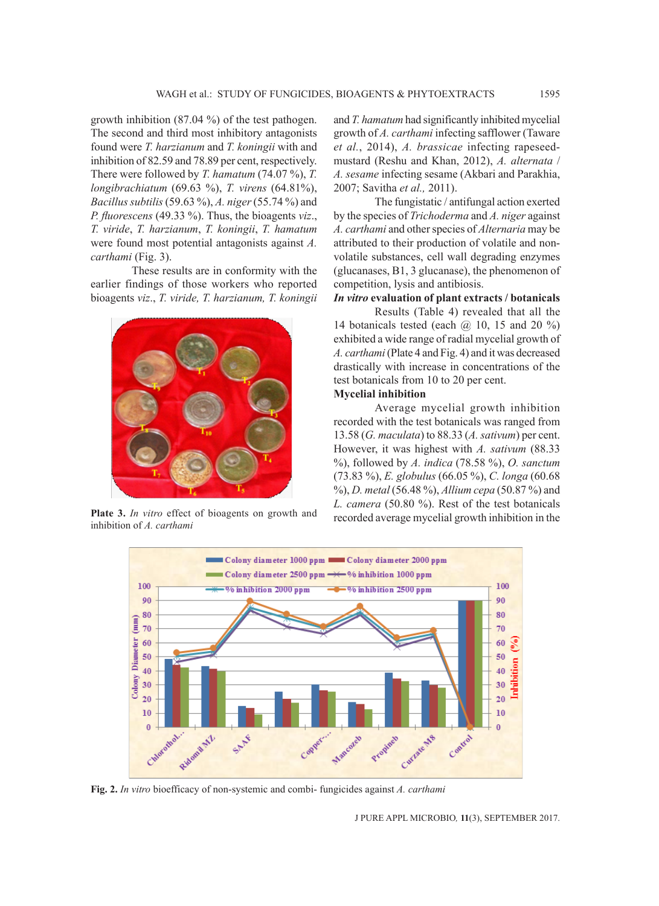growth inhibition (87.04 %) of the test pathogen. The second and third most inhibitory antagonists found were *T. harzianum* and *T. koningii* with and inhibition of 82.59 and 78.89 per cent, respectively. There were followed by *T. hamatum* (74.07 %), *T. longibrachiatum* (69.63 %), *T. virens* (64.81%), *Bacillus subtilis* (59.63 %), *A. niger* (55.74 %) and *P. fluorescens* (49.33 %). Thus, the bioagents *viz*., *T. viride*, *T. harzianum*, *T. koningii*, *T. hamatum* were found most potential antagonists against *A. carthami* (Fig. 3).

These results are in conformity with the earlier findings of those workers who reported bioagents *viz*., *T. viride, T. harzianum, T. koningii* and *T. hamatum* had significantly inhibited mycelial growth of *A. carthami* infecting safflower (Taware *et al*., 2014), *A. brassicae* infecting rapeseed-mustard (Reshu and Khan, 2012), *A. alternata* / *A. sesame* infecting sesame (Akbari and Parakhia, 2007; Savitha *et al.,* 2011).

**Plate 3.** *In vitro* effect of bioagents on growth and inhibition of *A. carthami*

The fungistatic / antifungal action exerted by the species of *Trichoderma* and *A. niger* against *A. carthami* and other species of *Alternaria* may be attributed to their production of volatile and non-volatile substances, cell wall degrading enzymes (glucanases, B1, 3 glucanase), the phenomenon of competition, lysis and antibiosis.

## *In vitro* evaluation of plant extracts / botanicals

Results (Table 4) revealed that all the 14 botanicals tested (each @ 10, 15 and 20 %) exhibited a wide range of radial mycelial growth of *A. carthami* (Plate 4 and Fig. 4) and it was decreased drastically with increase in concentrations of the test botanicals from 10 to 20 per cent.

### Mycelial inhibition

Average mycelial growth inhibition recorded with the test botanicals was ranged from 13.58 (*G. maculata*) to 88.33 (*A. sativum*) per cent. However, it was highest with *A. sativum* (88.33 %), followed by *A. indica* (78.58 %), *O. sanctum* (73.83 %), *E. globulus* (66.05 %), *C. longa* (60.68 %), *D. metal* (56.48 %), *Allium cepa* (50.87 %) and *L. camera* (50.80 %). Rest of the test botanicals recorded average mycelial growth inhibition in the

**Fig. 2.** *In vitro* bioefficacy of non-systemic and combi- fungicides against *A. carthami*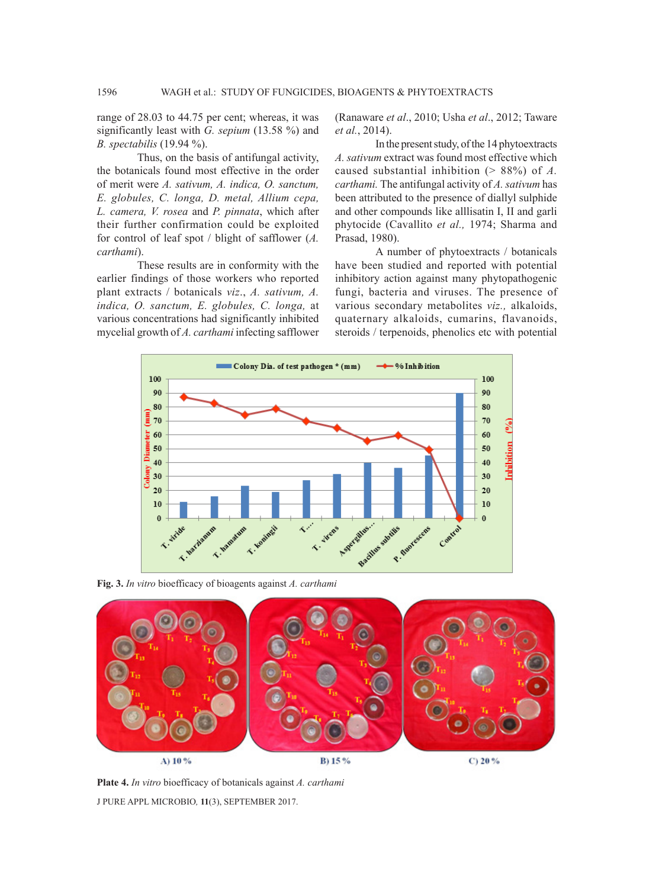range of 28.03 to 44.75 per cent; whereas, it was significantly least with *G. sepium* (13.58 %) and *B. spectabilis* (19.94 %).

Thus, on the basis of antifungal activity, the botanicals found most effective in the order of merit were *A. sativum, A. indica, O. sanctum, E. globules, C. longa, D. metal, Allium cepa, L. camera, V. rosea* and *P. pinnata*, which after their further confirmation could be exploited for control of leaf spot / blight of safflower (*A. carthami*).

These results are in conformity with the earlier findings of those workers who reported plant extracts / botanicals *viz*., *A. sativum, A. indica, O. sanctum, E. globules, C. longa*, at various concentrations had significantly inhibited mycelial growth of *A. carthami* infecting safflower (Ranaware *et al*., 2010; Usha *et al*., 2012; Taware *et al.*, 2014).

In the present study, of the 14 phytoextracts *A. sativum* extract was found most effective which caused substantial inhibition (> 88%) of *A. carthami.* The antifungal activity of *A. sativum* has been attributed to the presence of diallyl sulphide and other compounds like alllisatin I, II and garli phytocide (Cavallito *et al.,* 1974; Sharma and Prasad, 1980).

A number of phytoextracts / botanicals have been studied and reported with potential inhibitory action against many phytopathogenic fungi, bacteria and viruses. The presence of various secondary metabolites *viz.,* alkaloids, quaternary alkaloids, cumarins, flavanoids, steroids / terpenoids, phenolics etc with potential

**Fig. 3.** *In vitro* bioefficacy of bioagents against *A. carthami*

A) 10 %    B) 15 %    C) 20 %

**Plate 4.** *In vitro* bioefficacy of botanicals against *A. carthami*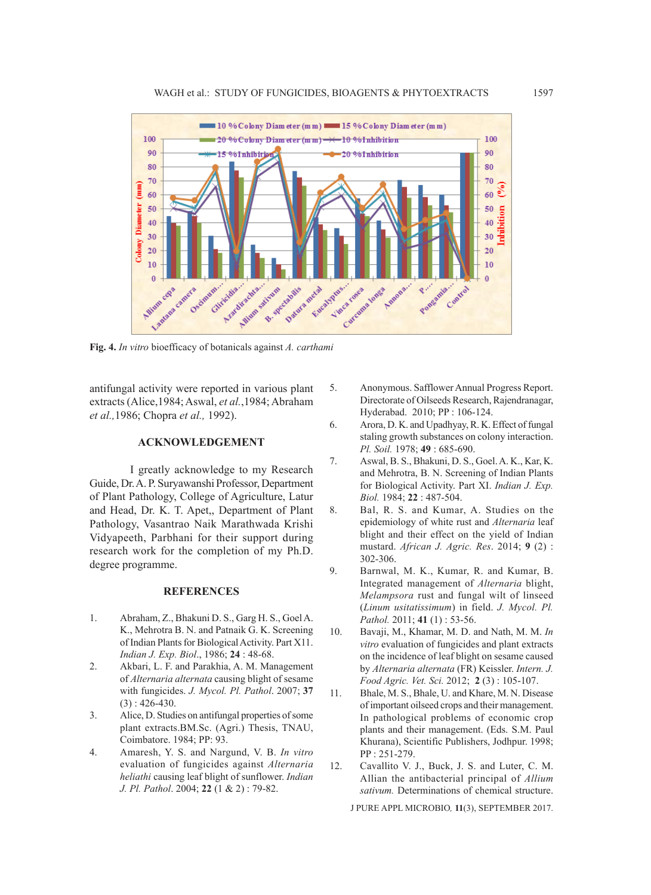Fig. 4. *In vitro* bioefficacy of botanicals against *A. carthami*

antifungal activity were reported in various plant extracts (Alice,1984; Aswal, *et al.*,1984; Abraham *et al.*,1986; Chopra *et al.,* 1992).

## ACKNOWLEDGEMENT

I greatly acknowledge to my Research Guide, Dr. A. P. Suryawanshi Professor, Department of Plant Pathology, College of Agriculture, Latur and Head, Dr. K. T. Apet,, Department of Plant Pathology, Vasantrao Naik Marathwada Krishi Vidyapeeth, Parbhani for their support during research work for the completion of my Ph.D. degree programme.

## REFERENCES

1. Abraham, Z., Bhakuni D. S., Garg H. S., Goel A. K., Mehrotra B. N. and Patnaik G. K. Screening of Indian Plants for Biological Activity. Part X11. *Indian J. Exp. Biol*., 1986; **24** : 48-68.
2. Akbari, L. F. and Parakhia, A. M. Management of *Alternaria alternata* causing blight of sesame with fungicides. *J. Mycol. Pl. Pathol*. 2007; **37** (3) : 426-430.
3. Alice, D. Studies on antifungal properties of some plant extracts.BM.Sc. (Agri.) Thesis, TNAU, Coimbatore. 1984; PP: 93.
4. Amaresh, Y. S. and Nargund, V. B. *In vitro* evaluation of fungicides against *Alternaria heliathi* causing leaf blight of sunflower. *Indian J. Pl. Pathol*. 2004; **22** (1 & 2) : 79-82.
5. Anonymous. Safflower Annual Progress Report. Directorate of Oilseeds Research, Rajendranagar, Hyderabad. 2010; PP : 106-124.
6. Arora, D. K. and Upadhyay, R. K. Effect of fungal staling growth substances on colony interaction. *Pl. Soil.* 1978; **49** : 685-690.
7. Aswal, B. S., Bhakuni, D. S., Goel. A. K., Kar, K. and Mehrotra, B. N. Screening of Indian Plants for Biological Activity. Part XI. *Indian J. Exp. Biol.* 1984; **22** : 487-504.
8. Bal, R. S. and Kumar, A. Studies on the epidemiology of white rust and *Alternaria* leaf blight and their effect on the yield of Indian mustard. *African J. Agric. Res*. 2014; **9** (2) : 302-306.
9. Barnwal, M. K., Kumar, R. and Kumar, B. Integrated management of *Alternaria* blight, *Melampsora* rust and fungal wilt of linseed (*Linum usitatissimum*) in field. *J. Mycol. Pl. Pathol.* 2011; **41** (1) : 53-56.
10. Bavaji, M., Khamar, M. D. and Nath, M. M. *In vitro* evaluation of fungicides and plant extracts on the incidence of leaf blight on sesame caused by *Alternaria alternata* (FR) Keissler. *Intern. J. Food Agric. Vet. Sci.* 2012; **2** (3) : 105-107.
11. Bhale, M. S., Bhale, U. and Khare, M. N. Disease of important oilseed crops and their management. In pathological problems of economic crop plants and their management. (Eds. S.M. Paul Khurana), Scientific Publishers, Jodhpur. 1998; PP : 251-279.
12. Cavallito V. J., Buck, J. S. and Luter, C. M. Allian the antibacterial principal of *Allium sativum.* Determinations of chemical structure.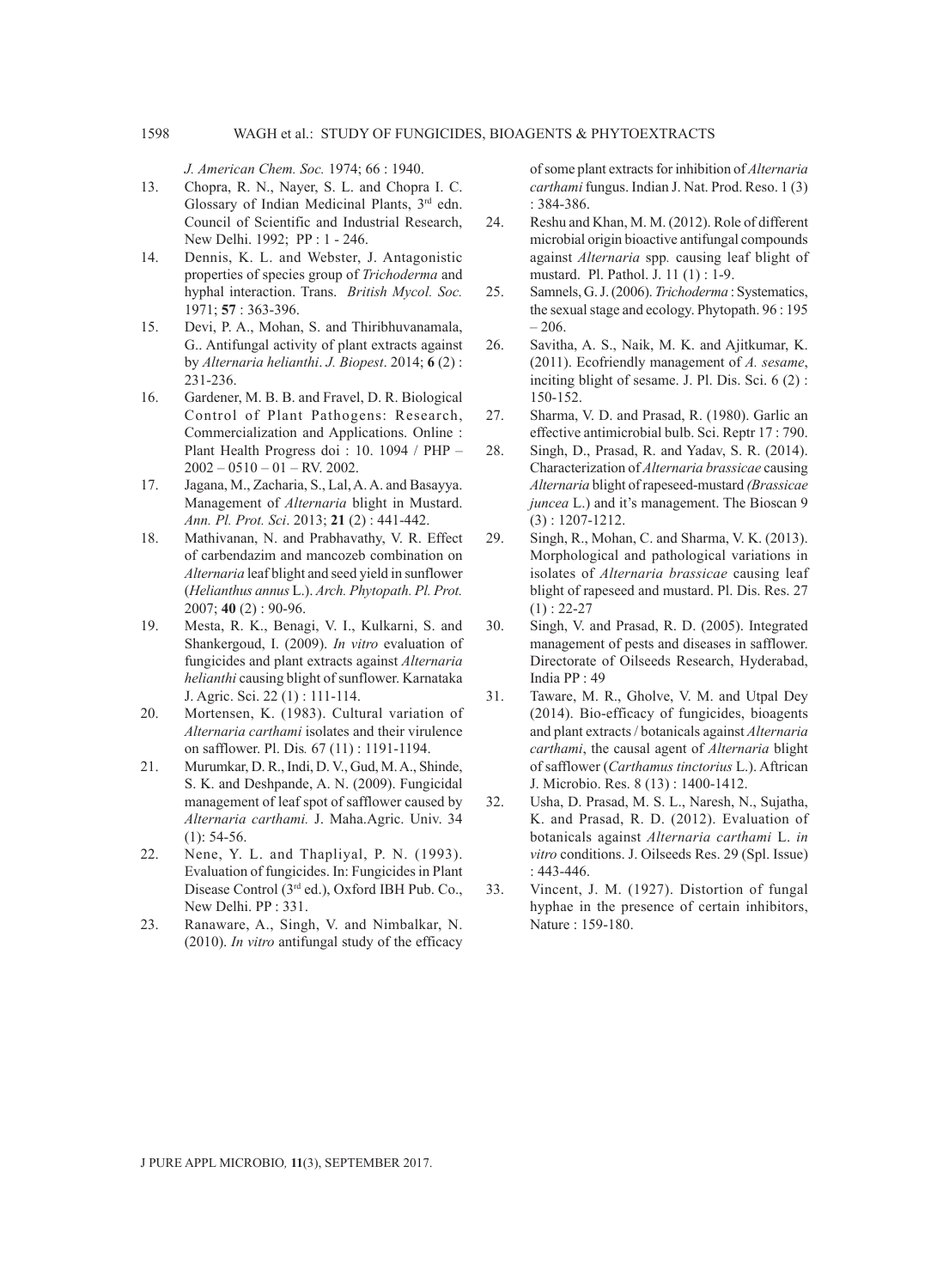*J. American Chem. Soc.* 1974; 66 : 1940.

13. Chopra, R. N., Nayer, S. L. and Chopra I. C. Glossary of Indian Medicinal Plants, 3rd edn. Council of Scientific and Industrial Research, New Delhi. 1992; PP : 1 - 246.
14. Dennis, K. L. and Webster, J. Antagonistic properties of species group of *Trichoderma* and hyphal interaction. Trans. *British Mycol. Soc.* 1971; **57** : 363-396.
15. Devi, P. A., Mohan, S. and Thiribhuvanamala, G.. Antifungal activity of plant extracts against by *Alternaria helianthi*. *J. Biopest*. 2014; **6** (2) : 231-236.
16. Gardener, M. B. B. and Fravel, D. R. Biological Control of Plant Pathogens: Research, Commercialization and Applications. Online : Plant Health Progress doi : 10. 1094 / PHP – 2002 – 0510 – 01 – RV. 2002.
17. Jagana, M., Zacharia, S., Lal, A. A. and Basayya. Management of *Alternaria* blight in Mustard. *Ann. Pl. Prot. Sci*. 2013; **21** (2) : 441-442.
18. Mathivanan, N. and Prabhavathy, V. R. Effect of carbendazim and mancozeb combination on *Alternaria* leaf blight and seed yield in sunflower (*Helianthus annus* L.). *Arch. Phytopath. Pl. Prot.* 2007; **40** (2) : 90-96.
19. Mesta, R. K., Benagi, V. I., Kulkarni, S. and Shankergoud, I. (2009). *In vitro* evaluation of fungicides and plant extracts against *Alternaria helianthi* causing blight of sunflower. Karnataka J. Agric. Sci. 22 (1) : 111-114.
20. Mortensen, K. (1983). Cultural variation of *Alternaria carthami* isolates and their virulence on safflower. Pl. Dis*.* 67 (11) : 1191-1194.
21. Murumkar, D. R., Indi, D. V., Gud, M. A., Shinde, S. K. and Deshpande, A. N. (2009). Fungicidal management of leaf spot of safflower caused by *Alternaria carthami.* J. Maha.Agric. Univ. 34 (1): 54-56.
22. Nene, Y. L. and Thapliyal, P. N. (1993). Evaluation of fungicides. In: Fungicides in Plant Disease Control (3rd ed.), Oxford IBH Pub. Co., New Delhi. PP : 331.
23. Ranaware, A., Singh, V. and Nimbalkar, N. (2010). *In vitro* antifungal study of the efficacy of some plant extracts for inhibition of *Alternaria carthami* fungus. Indian J. Nat. Prod. Reso. 1 (3) : 384-386.
24. Reshu and Khan, M. M. (2012). Role of different microbial origin bioactive antifungal compounds against *Alternaria* spp*.* causing leaf blight of mustard. Pl. Pathol. J. 11 (1) : 1-9.
25. Samnels, G. J. (2006). *Trichoderma* : Systematics, the sexual stage and ecology. Phytopath. 96 : 195 – 206.
26. Savitha, A. S., Naik, M. K. and Ajitkumar, K. (2011). Ecofriendly management of *A. sesame*, inciting blight of sesame. J. Pl. Dis. Sci. 6 (2) : 150-152.
27. Sharma, V. D. and Prasad, R. (1980). Garlic an effective antimicrobial bulb. Sci. Reptr 17 : 790.
28. Singh, D., Prasad, R. and Yadav, S. R. (2014). Characterization of *Alternaria brassicae* causing *Alternaria* blight of rapeseed-mustard *(Brassicae juncea* L.) and it's management. The Bioscan 9 (3) : 1207-1212.
29. Singh, R., Mohan, C. and Sharma, V. K. (2013). Morphological and pathological variations in isolates of *Alternaria brassicae* causing leaf blight of rapeseed and mustard. Pl. Dis. Res. 27 (1) : 22-27
30. Singh, V. and Prasad, R. D. (2005). Integrated management of pests and diseases in safflower. Directorate of Oilseeds Research, Hyderabad, India PP : 49
31. Taware, M. R., Gholve, V. M. and Utpal Dey (2014). Bio-efficacy of fungicides, bioagents and plant extracts / botanicals against *Alternaria carthami*, the causal agent of *Alternaria* blight of safflower (*Carthamus tinctorius* L.). Aftrican J. Microbio. Res. 8 (13) : 1400-1412.
32. Usha, D. Prasad, M. S. L., Naresh, N., Sujatha, K. and Prasad, R. D. (2012). Evaluation of botanicals against *Alternaria carthami* L. *in vitro* conditions. J. Oilseeds Res. 29 (Spl. Issue) : 443-446.
33. Vincent, J. M. (1927). Distortion of fungal hyphae in the presence of certain inhibitors, Nature : 159-180.